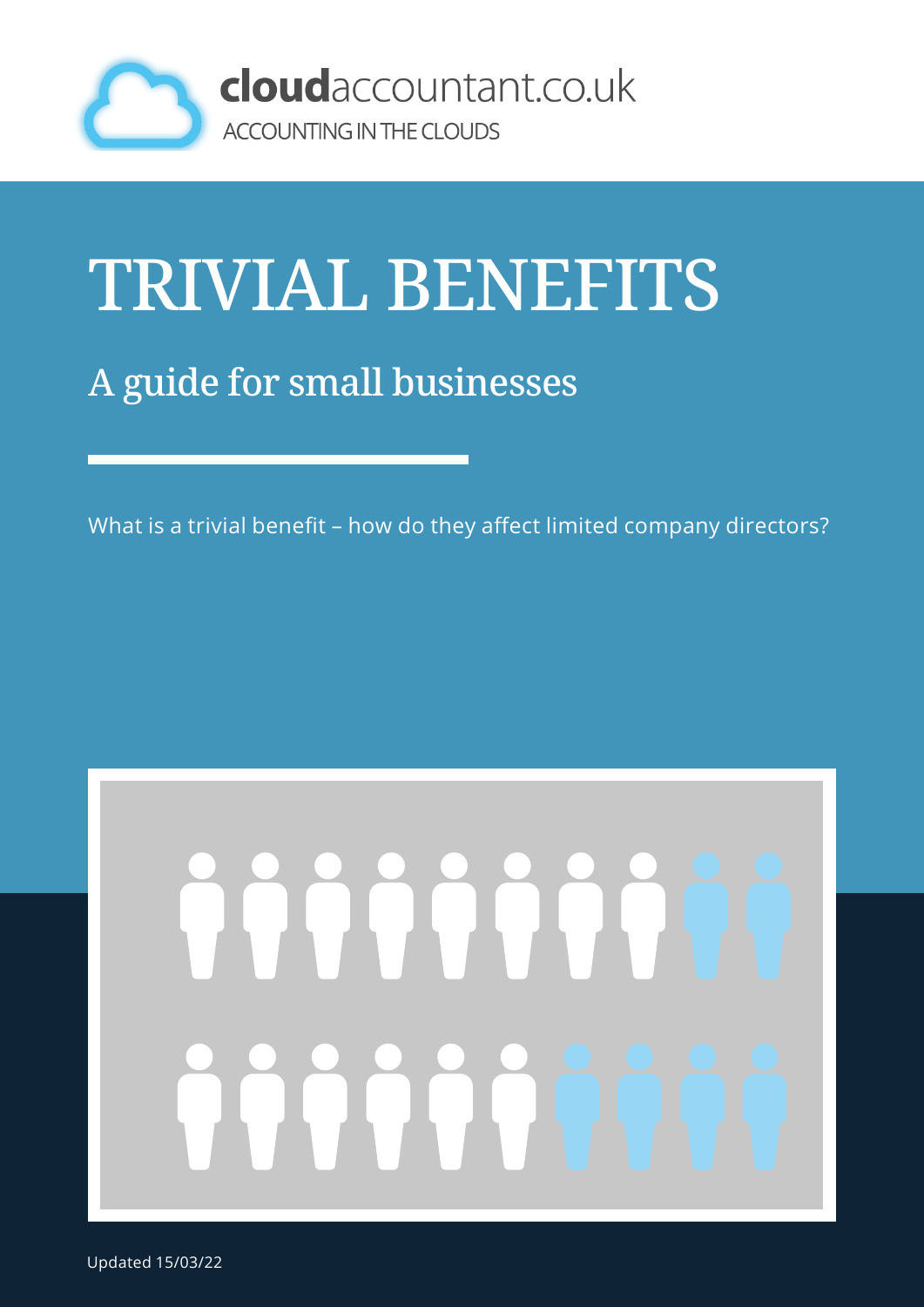**cloud**accountant.co.uk

ACCOUNTING IN THE CLOUDS

# TRIVIAL BENEFITS

## A guide for small businesses

What is a trivial benefit – how do they affect limited company directors?

Updated 15/03/22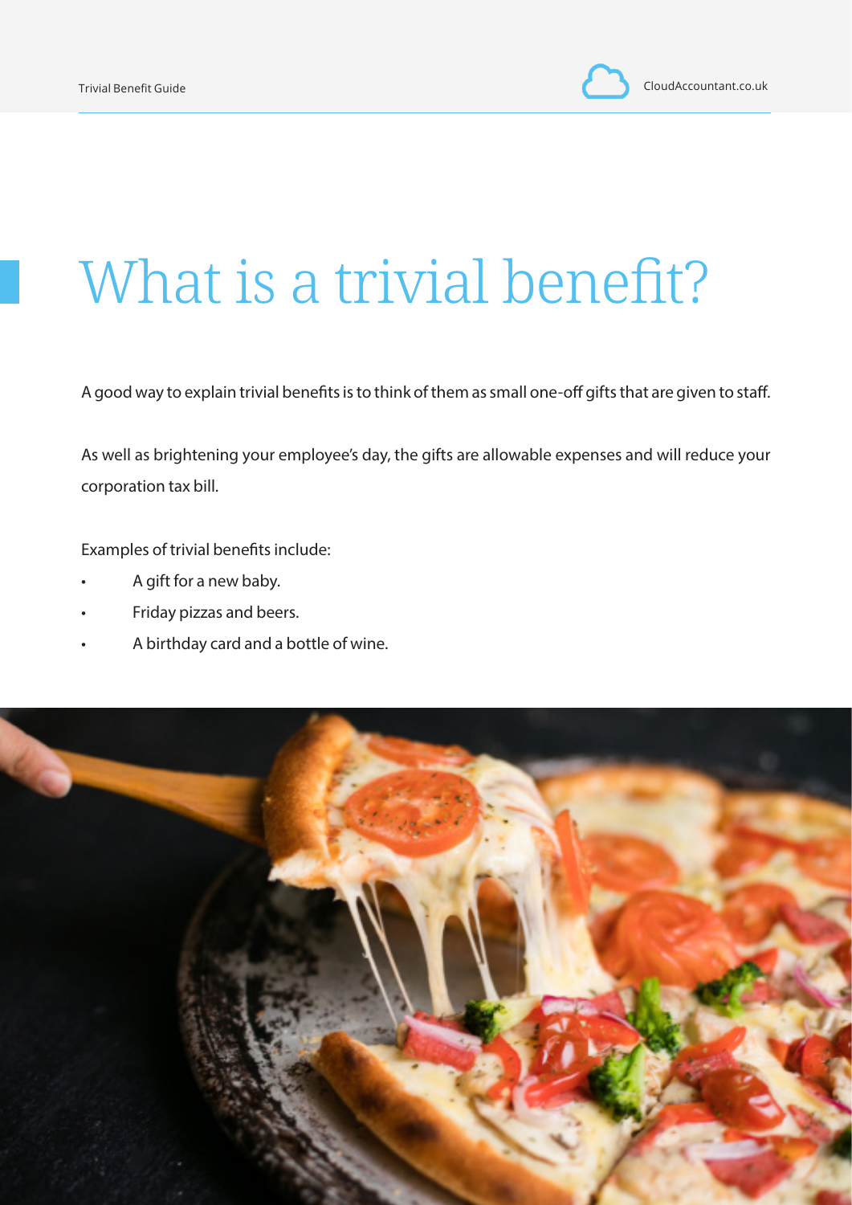# What is a trivial benefit?

A good way to explain trivial benefits is to think of them as small one-off gifts that are given to staff.

As well as brightening your employee's day, the gifts are allowable expenses and will reduce your corporation tax bill.

Examples of trivial benefits include:

- A gift for a new baby.
- Friday pizzas and beers.
- A birthday card and a bottle of wine.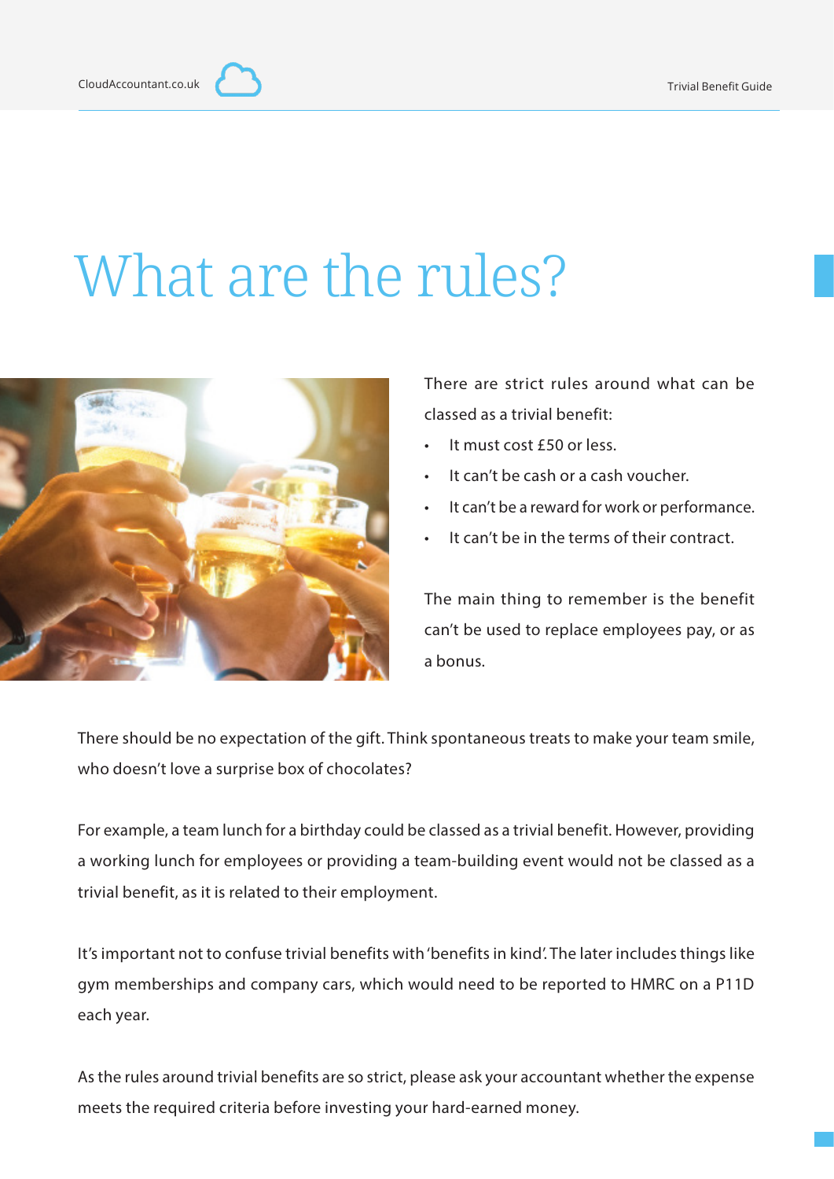# What are the rules?

There are strict rules around what can be classed as a trivial benefit:

- It must cost £50 or less.
- It can't be cash or a cash voucher.
- It can't be a reward for work or performance.
- It can't be in the terms of their contract.

The main thing to remember is the benefit can't be used to replace employees pay, or as a bonus.

There should be no expectation of the gift. Think spontaneous treats to make your team smile, who doesn't love a surprise box of chocolates?

For example, a team lunch for a birthday could be classed as a trivial benefit. However, providing a working lunch for employees or providing a team-building event would not be classed as a trivial benefit, as it is related to their employment.

It's important not to confuse trivial benefits with 'benefits in kind'. The later includes things like gym memberships and company cars, which would need to be reported to HMRC on a P11D each year.

As the rules around trivial benefits are so strict, please ask your accountant whether the expense meets the required criteria before investing your hard-earned money.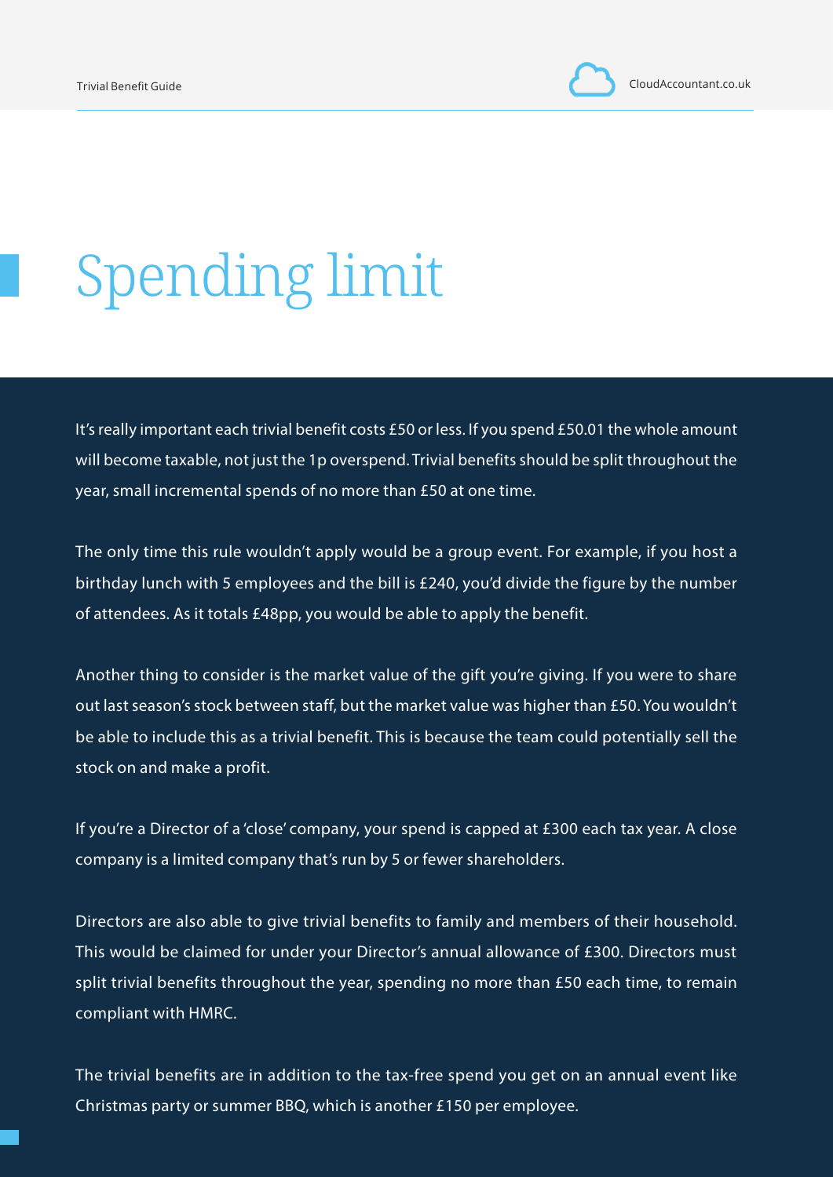# Spending limit

It's really important each trivial benefit costs £50 or less. If you spend £50.01 the whole amount will become taxable, not just the 1p overspend. Trivial benefits should be split throughout the year, small incremental spends of no more than £50 at one time.

The only time this rule wouldn't apply would be a group event. For example, if you host a birthday lunch with 5 employees and the bill is £240, you'd divide the figure by the number of attendees. As it totals £48pp, you would be able to apply the benefit.

Another thing to consider is the market value of the gift you're giving. If you were to share out last season's stock between staff, but the market value was higher than £50. You wouldn't be able to include this as a trivial benefit. This is because the team could potentially sell the stock on and make a profit.

If you're a Director of a 'close' company, your spend is capped at £300 each tax year. A close company is a limited company that's run by 5 or fewer shareholders.

Directors are also able to give trivial benefits to family and members of their household. This would be claimed for under your Director's annual allowance of £300. Directors must split trivial benefits throughout the year, spending no more than £50 each time, to remain compliant with HMRC.

The trivial benefits are in addition to the tax-free spend you get on an annual event like Christmas party or summer BBQ, which is another £150 per employee.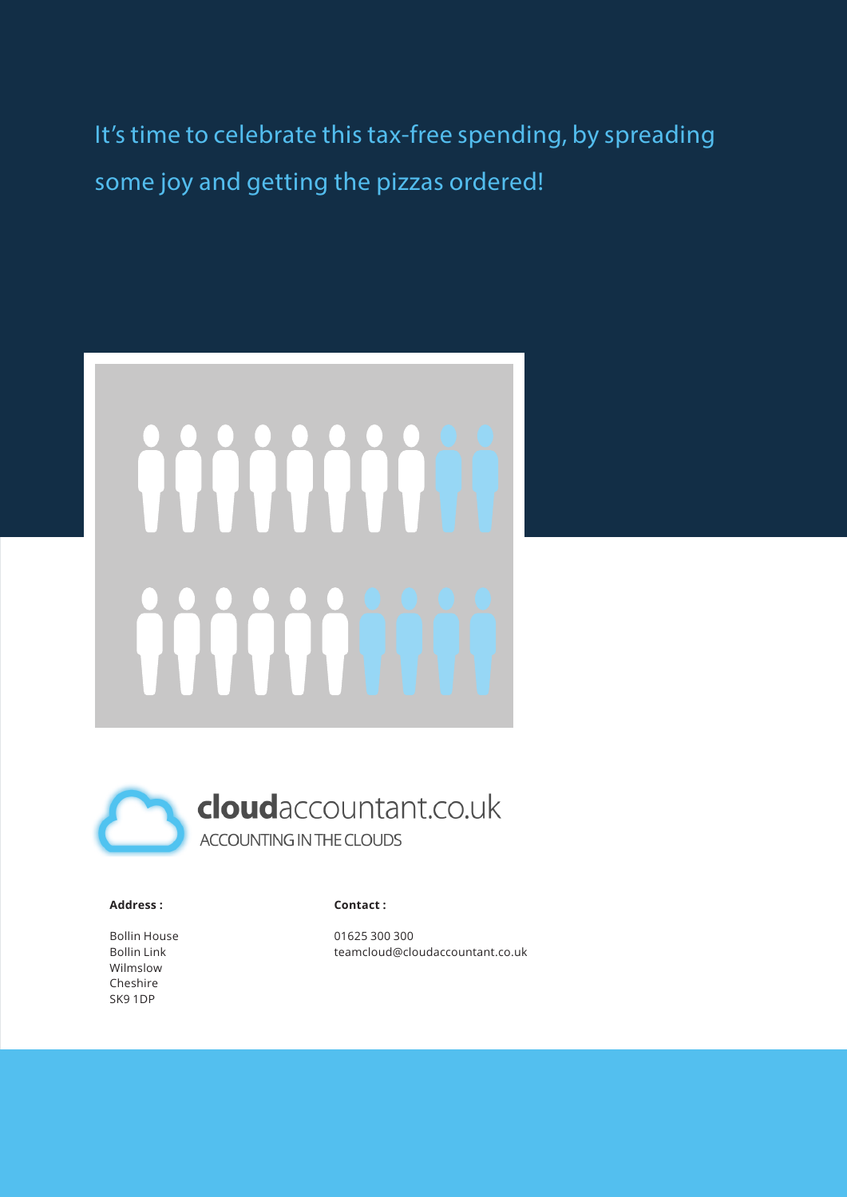It's time to celebrate this tax-free spending, by spreading some joy and getting the pizzas ordered!

**cloud**accountant.co.uk

ACCOUNTING IN THE CLOUDS

**Address :**

Bollin House
Bollin Link
Wilmslow
Cheshire
SK9 1DP

**Contact :**

01625 300 300
teamcloud@cloudaccountant.co.uk